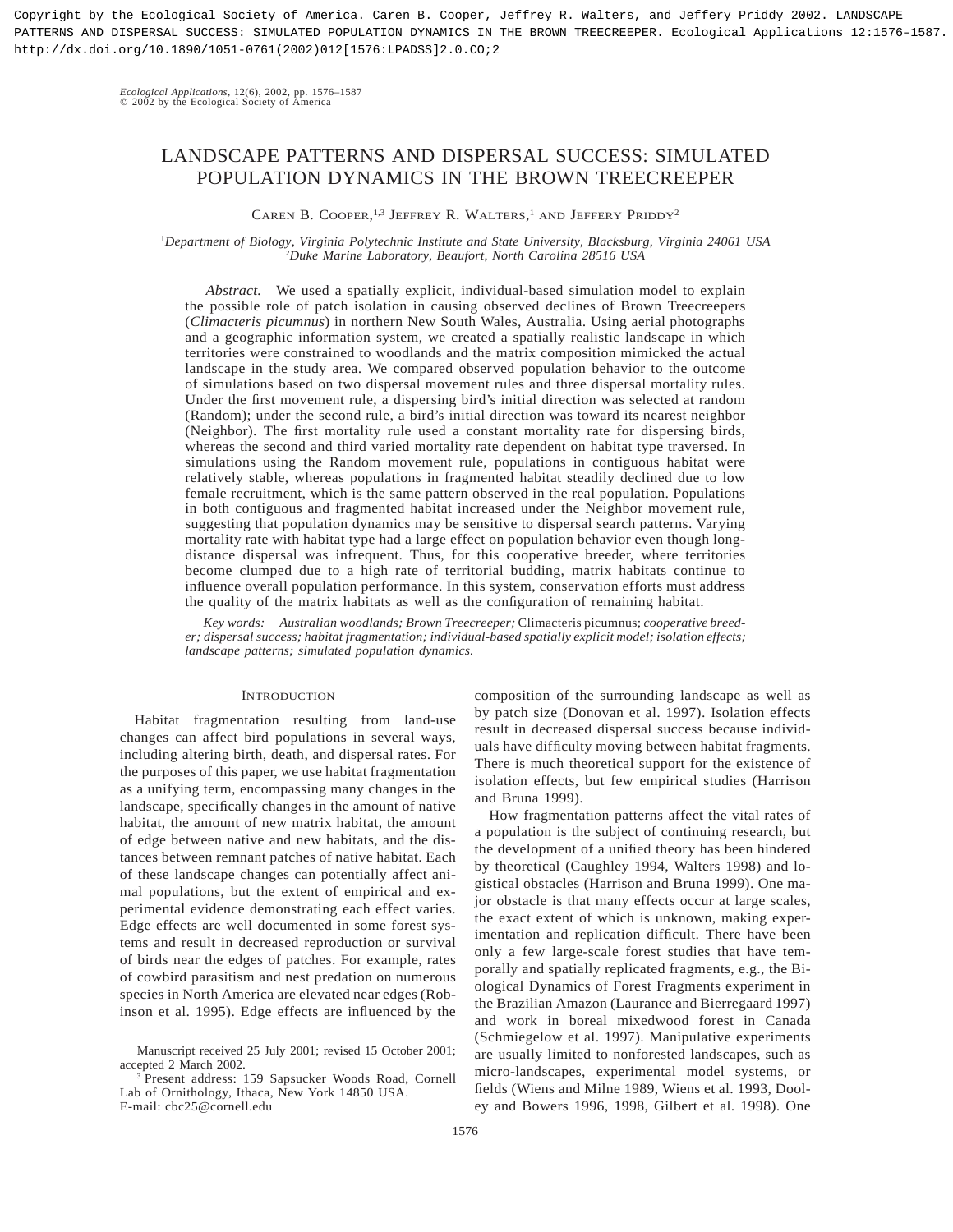Copyright by the Ecological Society of America. Caren B. Cooper, Jeffrey R. Walters, and Jeffery Priddy 2002. LANDSCAPE PATTERNS AND DISPERSAL SUCCESS: SIMULATED POPULATION DYNAMICS IN THE BROWN TREECREEPER. Ecological Applications 12:1576–1587. http://dx.doi.org/10.1890/1051-0761(2002)012[1576:LPADSS]2.0.CO;2

*Ecological Applications,* 12(6), 2002, pp. 1576–1587
© 2002 by the Ecological Society of America

# LANDSCAPE PATTERNS AND DISPERSAL SUCCESS: SIMULATED POPULATION DYNAMICS IN THE BROWN TREECREEPER

Caren B. Cooper,[1,3] Jeffrey R. Walters,[1] and Jeffery Priddy[2]

[1]*Department of Biology, Virginia Polytechnic Institute and State University, Blacksburg, Virginia 24061 USA*
[2]*Duke Marine Laboratory, Beaufort, North Carolina 28516 USA*

*Abstract.* We used a spatially explicit, individual-based simulation model to explain the possible role of patch isolation in causing observed declines of Brown Treecreepers (*Climacteris picumnus*) in northern New South Wales, Australia. Using aerial photographs and a geographic information system, we created a spatially realistic landscape in which territories were constrained to woodlands and the matrix composition mimicked the actual landscape in the study area. We compared observed population behavior to the outcome of simulations based on two dispersal movement rules and three dispersal mortality rules. Under the first movement rule, a dispersing bird's initial direction was selected at random (Random); under the second rule, a bird's initial direction was toward its nearest neighbor (Neighbor). The first mortality rule used a constant mortality rate for dispersing birds, whereas the second and third varied mortality rate dependent on habitat type traversed. In simulations using the Random movement rule, populations in contiguous habitat were relatively stable, whereas populations in fragmented habitat steadily declined due to low female recruitment, which is the same pattern observed in the real population. Populations in both contiguous and fragmented habitat increased under the Neighbor movement rule, suggesting that population dynamics may be sensitive to dispersal search patterns. Varying mortality rate with habitat type had a large effect on population behavior even though long-distance dispersal was infrequent. Thus, for this cooperative breeder, where territories become clumped due to a high rate of territorial budding, matrix habitats continue to influence overall population performance. In this system, conservation efforts must address the quality of the matrix habitats as well as the configuration of remaining habitat.

*Key words: Australian woodlands; Brown Treecreeper;* Climacteris picumnus; *cooperative breeder; dispersal success; habitat fragmentation; individual-based spatially explicit model; isolation effects; landscape patterns; simulated population dynamics.*

## Introduction

Habitat fragmentation resulting from land-use changes can affect bird populations in several ways, including altering birth, death, and dispersal rates. For the purposes of this paper, we use habitat fragmentation as a unifying term, encompassing many changes in the landscape, specifically changes in the amount of native habitat, the amount of new matrix habitat, the amount of edge between native and new habitats, and the distances between remnant patches of native habitat. Each of these landscape changes can potentially affect animal populations, but the extent of empirical and experimental evidence demonstrating each effect varies. Edge effects are well documented in some forest systems and result in decreased reproduction or survival of birds near the edges of patches. For example, rates of cowbird parasitism and nest predation on numerous species in North America are elevated near edges (Robinson et al. 1995). Edge effects are influenced by the composition of the surrounding landscape as well as by patch size (Donovan et al. 1997). Isolation effects result in decreased dispersal success because individuals have difficulty moving between habitat fragments. There is much theoretical support for the existence of isolation effects, but few empirical studies (Harrison and Bruna 1999).

How fragmentation patterns affect the vital rates of a population is the subject of continuing research, but the development of a unified theory has been hindered by theoretical (Caughley 1994, Walters 1998) and logistical obstacles (Harrison and Bruna 1999). One major obstacle is that many effects occur at large scales, the exact extent of which is unknown, making experimentation and replication difficult. There have been only a few large-scale forest studies that have temporally and spatially replicated fragments, e.g., the Biological Dynamics of Forest Fragments experiment in the Brazilian Amazon (Laurance and Bierregaard 1997) and work in boreal mixedwood forest in Canada (Schmiegelow et al. 1997). Manipulative experiments are usually limited to nonforested landscapes, such as micro-landscapes, experimental model systems, or fields (Wiens and Milne 1989, Wiens et al. 1993, Dooley and Bowers 1996, 1998, Gilbert et al. 1998). One

Manuscript received 25 July 2001; revised 15 October 2001; accepted 2 March 2002.

[3] Present address: 159 Sapsucker Woods Road, Cornell Lab of Ornithology, Ithaca, New York 14850 USA. E-mail: cbc25@cornell.edu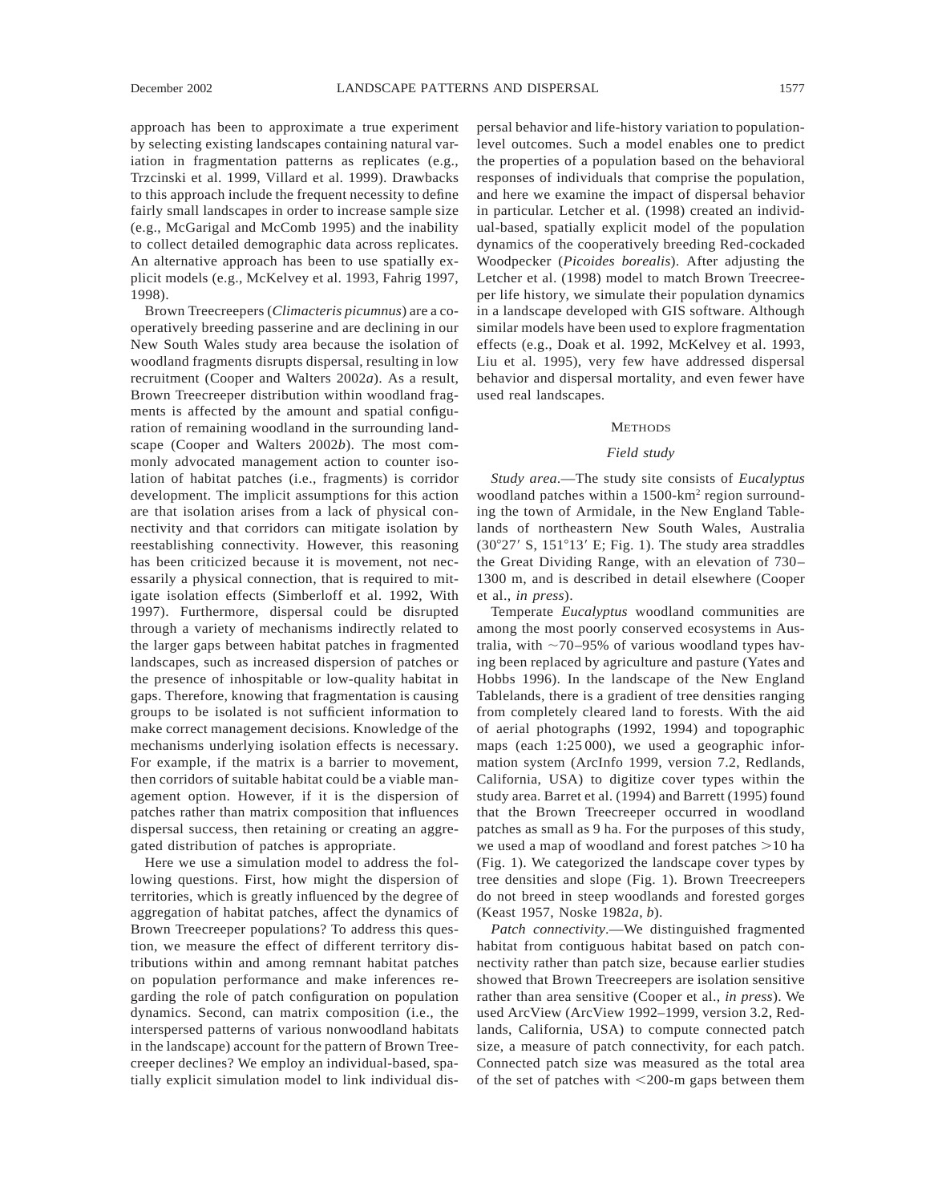approach has been to approximate a true experiment by selecting existing landscapes containing natural variation in fragmentation patterns as replicates (e.g., Trzcinski et al. 1999, Villard et al. 1999). Drawbacks to this approach include the frequent necessity to define fairly small landscapes in order to increase sample size (e.g., McGarigal and McComb 1995) and the inability to collect detailed demographic data across replicates. An alternative approach has been to use spatially explicit models (e.g., McKelvey et al. 1993, Fahrig 1997, 1998).

Brown Treecreepers (*Climacteris picumnus*) are a cooperatively breeding passerine and are declining in our New South Wales study area because the isolation of woodland fragments disrupts dispersal, resulting in low recruitment (Cooper and Walters 2002*a*). As a result, Brown Treecreeper distribution within woodland fragments is affected by the amount and spatial configuration of remaining woodland in the surrounding landscape (Cooper and Walters 2002*b*). The most commonly advocated management action to counter isolation of habitat patches (i.e., fragments) is corridor development. The implicit assumptions for this action are that isolation arises from a lack of physical connectivity and that corridors can mitigate isolation by reestablishing connectivity. However, this reasoning has been criticized because it is movement, not necessarily a physical connection, that is required to mitigate isolation effects (Simberloff et al. 1992, With 1997). Furthermore, dispersal could be disrupted through a variety of mechanisms indirectly related to the larger gaps between habitat patches in fragmented landscapes, such as increased dispersion of patches or the presence of inhospitable or low-quality habitat in gaps. Therefore, knowing that fragmentation is causing groups to be isolated is not sufficient information to make correct management decisions. Knowledge of the mechanisms underlying isolation effects is necessary. For example, if the matrix is a barrier to movement, then corridors of suitable habitat could be a viable management option. However, if it is the dispersion of patches rather than matrix composition that influences dispersal success, then retaining or creating an aggregated distribution of patches is appropriate.

Here we use a simulation model to address the following questions. First, how might the dispersion of territories, which is greatly influenced by the degree of aggregation of habitat patches, affect the dynamics of Brown Treecreeper populations? To address this question, we measure the effect of different territory distributions within and among remnant habitat patches on population performance and make inferences regarding the role of patch configuration on population dynamics. Second, can matrix composition (i.e., the interspersed patterns of various nonwoodland habitats in the landscape) account for the pattern of Brown Treecreeper declines? We employ an individual-based, spatially explicit simulation model to link individual dispersal behavior and life-history variation to population-level outcomes. Such a model enables one to predict the properties of a population based on the behavioral responses of individuals that comprise the population, and here we examine the impact of dispersal behavior in particular. Letcher et al. (1998) created an individual-based, spatially explicit model of the population dynamics of the cooperatively breeding Red-cockaded Woodpecker (*Picoides borealis*). After adjusting the Letcher et al. (1998) model to match Brown Treecreeper life history, we simulate their population dynamics in a landscape developed with GIS software. Although similar models have been used to explore fragmentation effects (e.g., Doak et al. 1992, McKelvey et al. 1993, Liu et al. 1995), very few have addressed dispersal behavior and dispersal mortality, and even fewer have used real landscapes.

## Methods

### Field study

*Study area*.—The study site consists of *Eucalyptus* woodland patches within a 1500-km$^2$ region surrounding the town of Armidale, in the New England Tablelands of northeastern New South Wales, Australia (30°27′ S, 151°13′ E; Fig. 1). The study area straddles the Great Dividing Range, with an elevation of 730–1300 m, and is described in detail elsewhere (Cooper et al., *in press*).

Temperate *Eucalyptus* woodland communities are among the most poorly conserved ecosystems in Australia, with ~70–95% of various woodland types having been replaced by agriculture and pasture (Yates and Hobbs 1996). In the landscape of the New England Tablelands, there is a gradient of tree densities ranging from completely cleared land to forests. With the aid of aerial photographs (1992, 1994) and topographic maps (each 1:25 000), we used a geographic information system (ArcInfo 1999, version 7.2, Redlands, California, USA) to digitize cover types within the study area. Barret et al. (1994) and Barrett (1995) found that the Brown Treecreeper occurred in woodland patches as small as 9 ha. For the purposes of this study, we used a map of woodland and forest patches >10 ha (Fig. 1). We categorized the landscape cover types by tree densities and slope (Fig. 1). Brown Treecreepers do not breed in steep woodlands and forested gorges (Keast 1957, Noske 1982*a, b*).

*Patch connectivity*.—We distinguished fragmented habitat from contiguous habitat based on patch connectivity rather than patch size, because earlier studies showed that Brown Treecreepers are isolation sensitive rather than area sensitive (Cooper et al., *in press*). We used ArcView (ArcView 1992–1999, version 3.2, Redlands, California, USA) to compute connected patch size, a measure of patch connectivity, for each patch. Connected patch size was measured as the total area of the set of patches with <200-m gaps between them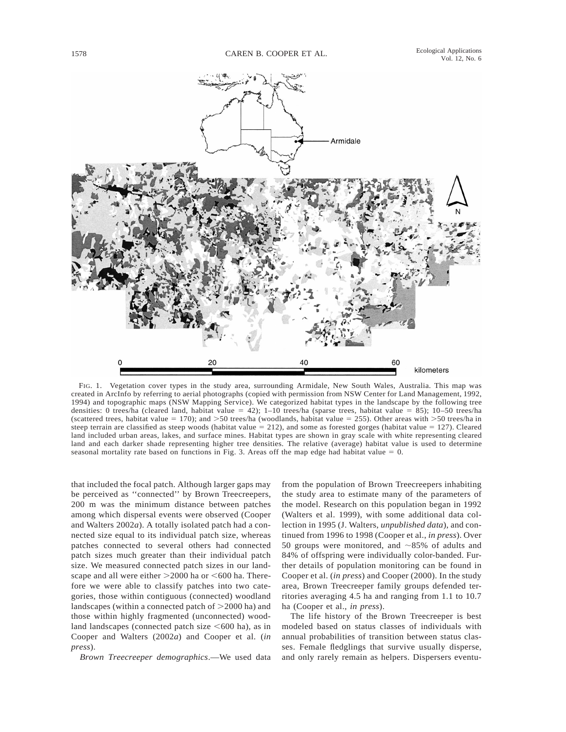FIG. 1. Vegetation cover types in the study area, surrounding Armidale, New South Wales, Australia. This map was created in ArcInfo by referring to aerial photographs (copied with permission from NSW Center for Land Management, 1992, 1994) and topographic maps (NSW Mapping Service). We categorized habitat types in the landscape by the following tree densities: 0 trees/ha (cleared land, habitat value = 42); 1–10 trees/ha (sparse trees, habitat value = 85); 10–50 trees/ha (scattered trees, habitat value = 170); and >50 trees/ha (woodlands, habitat value = 255). Other areas with >50 trees/ha in steep terrain are classified as steep woods (habitat value = 212), and some as forested gorges (habitat value = 127). Cleared land included urban areas, lakes, and surface mines. Habitat types are shown in gray scale with white representing cleared land and each darker shade representing higher tree densities. The relative (average) habitat value is used to determine seasonal mortality rate based on functions in Fig. 3. Areas off the map edge had habitat value = 0.

that included the focal patch. Although larger gaps may be perceived as ''connected'' by Brown Treecreepers, 200 m was the minimum distance between patches among which dispersal events were observed (Cooper and Walters 2002*a*). A totally isolated patch had a connected size equal to its individual patch size, whereas patches connected to several others had connected patch sizes much greater than their individual patch size. We measured connected patch sizes in our landscape and all were either >2000 ha or <600 ha. Therefore we were able to classify patches into two categories, those within contiguous (connected) woodland landscapes (within a connected patch of >2000 ha) and those within highly fragmented (unconnected) woodland landscapes (connected patch size <600 ha), as in Cooper and Walters (2002*a*) and Cooper et al. (*in press*).

*Brown Treecreeper demographics*.—We used data from the population of Brown Treecreepers inhabiting the study area to estimate many of the parameters of the model. Research on this population began in 1992 (Walters et al. 1999), with some additional data collection in 1995 (J. Walters, *unpublished data*), and continued from 1996 to 1998 (Cooper et al., *in press*). Over 50 groups were monitored, and ~85% of adults and 84% of offspring were individually color-banded. Further details of population monitoring can be found in Cooper et al. (*in press*) and Cooper (2000). In the study area, Brown Treecreeper family groups defended territories averaging 4.5 ha and ranging from 1.1 to 10.7 ha (Cooper et al., *in press*).

The life history of the Brown Treecreeper is best modeled based on status classes of individuals with annual probabilities of transition between status classes. Female fledglings that survive usually disperse, and only rarely remain as helpers. Dispersers eventu-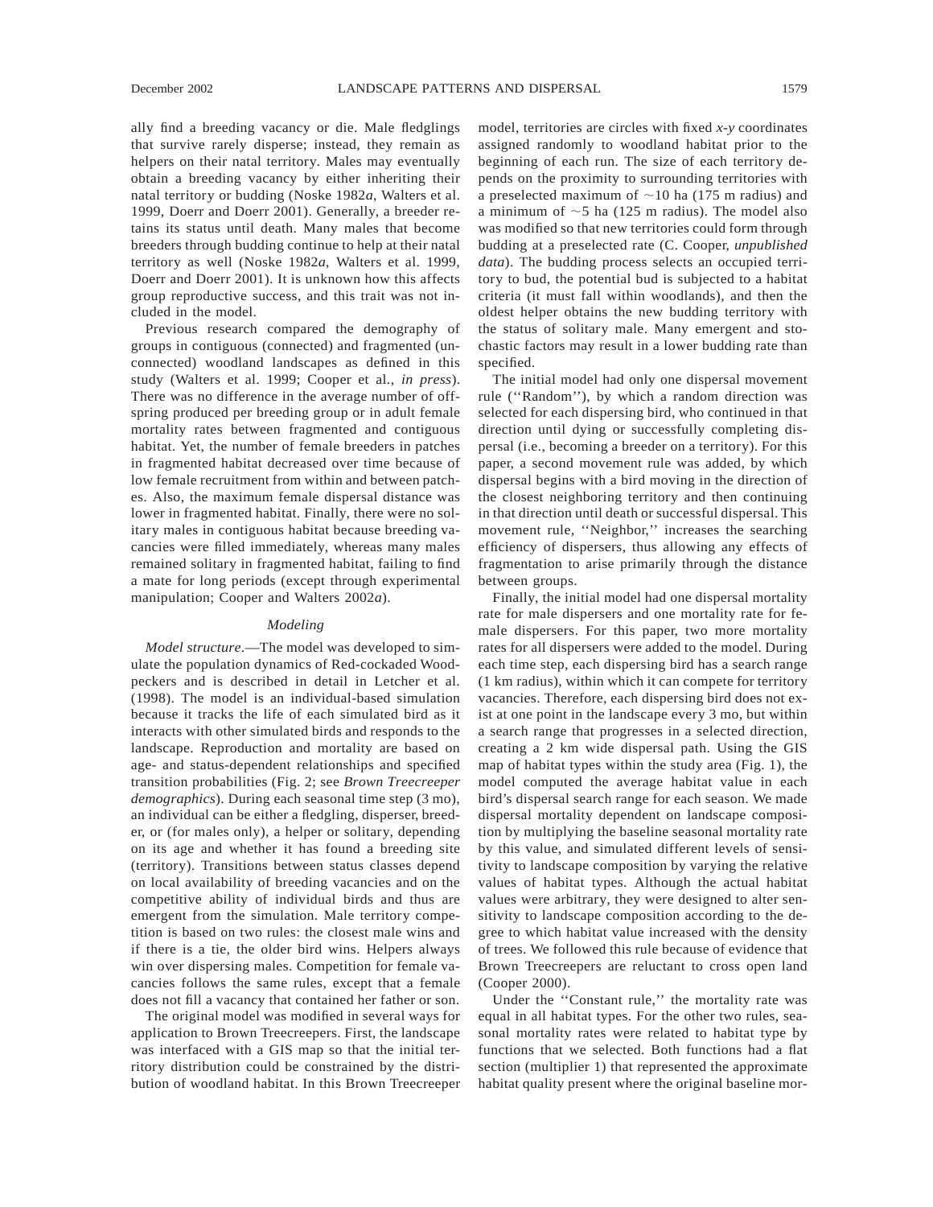ally find a breeding vacancy or die. Male fledglings that survive rarely disperse; instead, they remain as helpers on their natal territory. Males may eventually obtain a breeding vacancy by either inheriting their natal territory or budding (Noske 1982*a*, Walters et al. 1999, Doerr and Doerr 2001). Generally, a breeder retains its status until death. Many males that become breeders through budding continue to help at their natal territory as well (Noske 1982*a*, Walters et al. 1999, Doerr and Doerr 2001). It is unknown how this affects group reproductive success, and this trait was not included in the model.

Previous research compared the demography of groups in contiguous (connected) and fragmented (unconnected) woodland landscapes as defined in this study (Walters et al. 1999; Cooper et al., *in press*). There was no difference in the average number of offspring produced per breeding group or in adult female mortality rates between fragmented and contiguous habitat. Yet, the number of female breeders in patches in fragmented habitat decreased over time because of low female recruitment from within and between patches. Also, the maximum female dispersal distance was lower in fragmented habitat. Finally, there were no solitary males in contiguous habitat because breeding vacancies were filled immediately, whereas many males remained solitary in fragmented habitat, failing to find a mate for long periods (except through experimental manipulation; Cooper and Walters 2002*a*).

### *Modeling*

*Model structure*.—The model was developed to simulate the population dynamics of Red-cockaded Woodpeckers and is described in detail in Letcher et al. (1998). The model is an individual-based simulation because it tracks the life of each simulated bird as it interacts with other simulated birds and responds to the landscape. Reproduction and mortality are based on age- and status-dependent relationships and specified transition probabilities (Fig. 2; see *Brown Treecreeper demographics*). During each seasonal time step (3 mo), an individual can be either a fledgling, disperser, breeder, or (for males only), a helper or solitary, depending on its age and whether it has found a breeding site (territory). Transitions between status classes depend on local availability of breeding vacancies and on the competitive ability of individual birds and thus are emergent from the simulation. Male territory competition is based on two rules: the closest male wins and if there is a tie, the older bird wins. Helpers always win over dispersing males. Competition for female vacancies follows the same rules, except that a female does not fill a vacancy that contained her father or son.

The original model was modified in several ways for application to Brown Treecreepers. First, the landscape was interfaced with a GIS map so that the initial territory distribution could be constrained by the distribution of woodland habitat. In this Brown Treecreeper model, territories are circles with fixed *x-y* coordinates assigned randomly to woodland habitat prior to the beginning of each run. The size of each territory depends on the proximity to surrounding territories with a preselected maximum of ~10 ha (175 m radius) and a minimum of ~5 ha (125 m radius). The model also was modified so that new territories could form through budding at a preselected rate (C. Cooper, *unpublished data*). The budding process selects an occupied territory to bud, the potential bud is subjected to a habitat criteria (it must fall within woodlands), and then the oldest helper obtains the new budding territory with the status of solitary male. Many emergent and stochastic factors may result in a lower budding rate than specified.

The initial model had only one dispersal movement rule (''Random''), by which a random direction was selected for each dispersing bird, who continued in that direction until dying or successfully completing dispersal (i.e., becoming a breeder on a territory). For this paper, a second movement rule was added, by which dispersal begins with a bird moving in the direction of the closest neighboring territory and then continuing in that direction until death or successful dispersal. This movement rule, ''Neighbor,'' increases the searching efficiency of dispersers, thus allowing any effects of fragmentation to arise primarily through the distance between groups.

Finally, the initial model had one dispersal mortality rate for male dispersers and one mortality rate for female dispersers. For this paper, two more mortality rates for all dispersers were added to the model. During each time step, each dispersing bird has a search range (1 km radius), within which it can compete for territory vacancies. Therefore, each dispersing bird does not exist at one point in the landscape every 3 mo, but within a search range that progresses in a selected direction, creating a 2 km wide dispersal path. Using the GIS map of habitat types within the study area (Fig. 1), the model computed the average habitat value in each bird's dispersal search range for each season. We made dispersal mortality dependent on landscape composition by multiplying the baseline seasonal mortality rate by this value, and simulated different levels of sensitivity to landscape composition by varying the relative values of habitat types. Although the actual habitat values were arbitrary, they were designed to alter sensitivity to landscape composition according to the degree to which habitat value increased with the density of trees. We followed this rule because of evidence that Brown Treecreepers are reluctant to cross open land (Cooper 2000).

Under the ''Constant rule,'' the mortality rate was equal in all habitat types. For the other two rules, seasonal mortality rates were related to habitat type by functions that we selected. Both functions had a flat section (multiplier 1) that represented the approximate habitat quality present where the original baseline mor-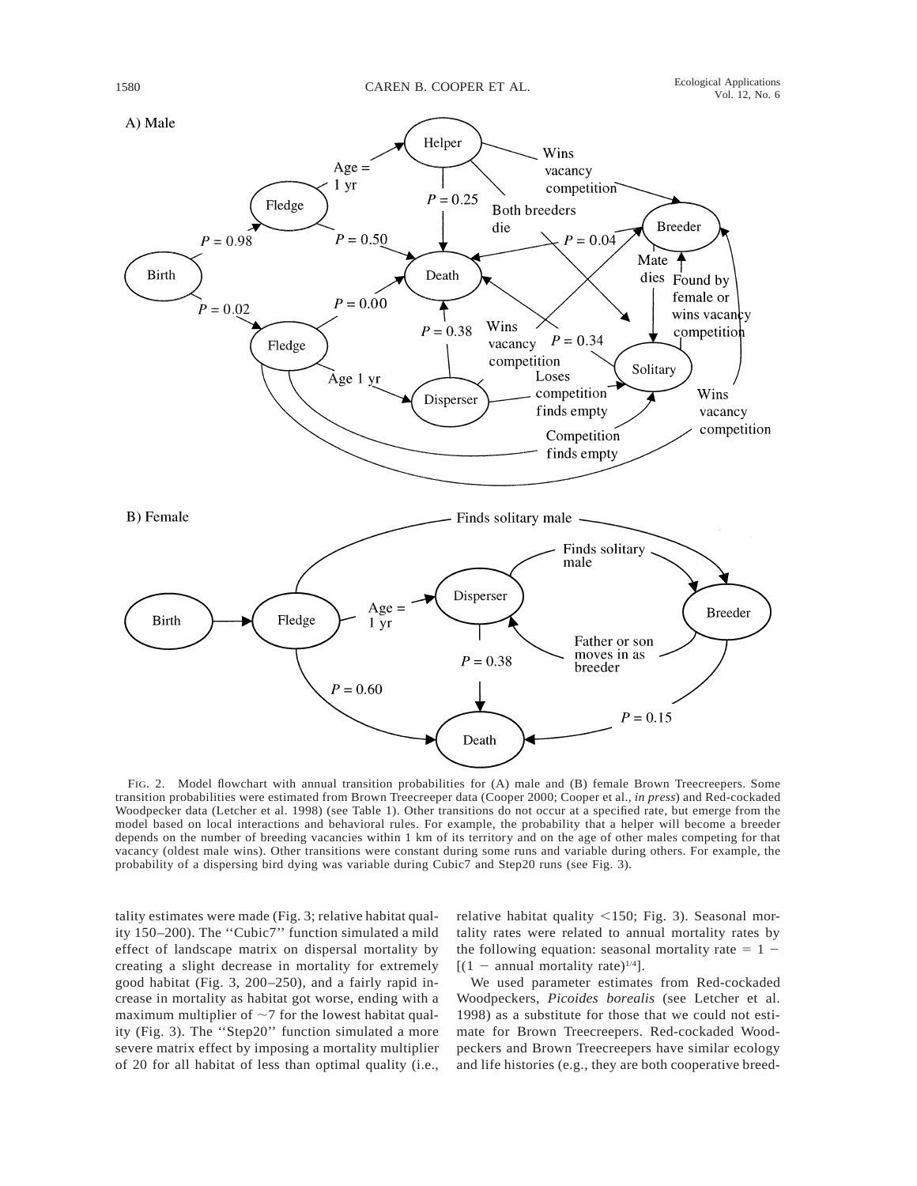FIG. 2. Model flowchart with annual transition probabilities for (A) male and (B) female Brown Treecreepers. Some transition probabilities were estimated from Brown Treecreeper data (Cooper 2000; Cooper et al., *in press*) and Red-cockaded Woodpecker data (Letcher et al. 1998) (see Table 1). Other transitions do not occur at a specified rate, but emerge from the model based on local interactions and behavioral rules. For example, the probability that a helper will become a breeder depends on the number of breeding vacancies within 1 km of its territory and on the age of other males competing for that vacancy (oldest male wins). Other transitions were constant during some runs and variable during others. For example, the probability of a dispersing bird dying was variable during Cubic7 and Step20 runs (see Fig. 3).

tality estimates were made (Fig. 3; relative habitat quality 150–200). The "Cubic7" function simulated a mild effect of landscape matrix on dispersal mortality by creating a slight decrease in mortality for extremely good habitat (Fig. 3, 200–250), and a fairly rapid increase in mortality as habitat got worse, ending with a maximum multiplier of ~7 for the lowest habitat quality (Fig. 3). The "Step20" function simulated a more severe matrix effect by imposing a mortality multiplier of 20 for all habitat of less than optimal quality (i.e., relative habitat quality <150; Fig. 3). Seasonal mortality rates were related to annual mortality rates by the following equation: seasonal mortality rate $= 1 - [(1 - \text{annual mortality rate})^{1/4}]$.

We used parameter estimates from Red-cockaded Woodpeckers, *Picoides borealis* (see Letcher et al. 1998) as a substitute for those that we could not estimate for Brown Treecreepers. Red-cockaded Woodpeckers and Brown Treecreepers have similar ecology and life histories (e.g., they are both cooperative breed-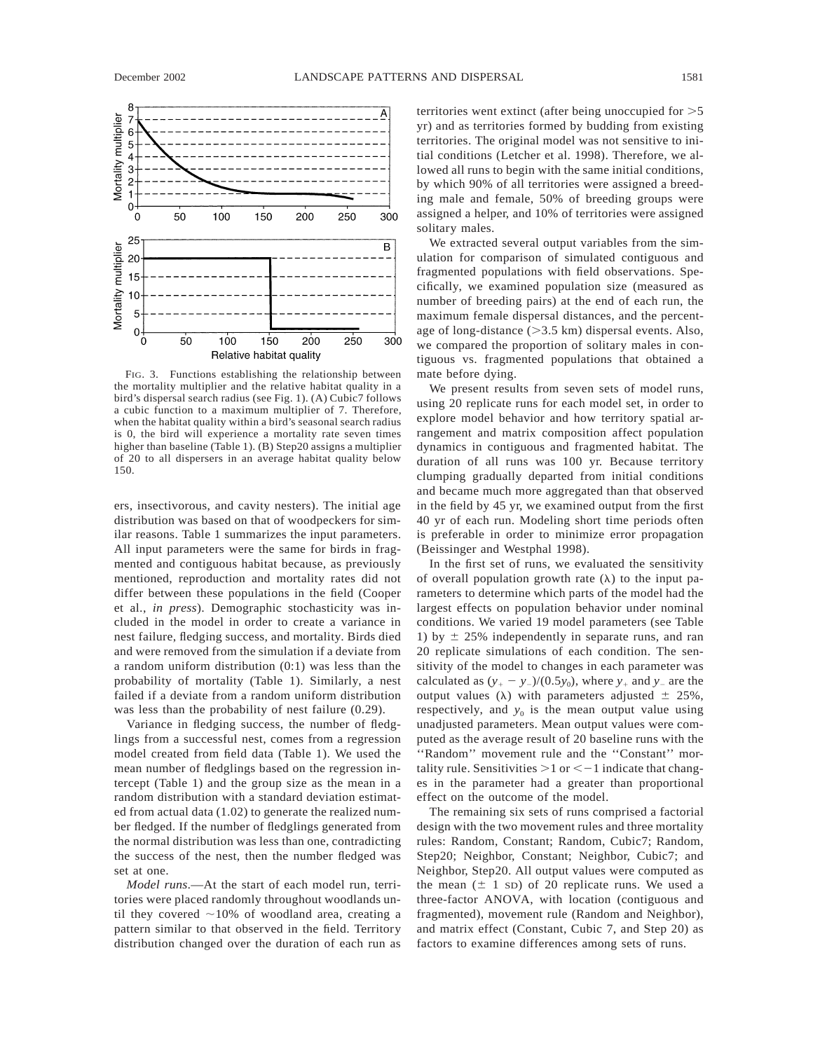FIG. 3. Functions establishing the relationship between the mortality multiplier and the relative habitat quality in a bird's dispersal search radius (see Fig. 1). (A) Cubic7 follows a cubic function to a maximum multiplier of 7. Therefore, when the habitat quality within a bird's seasonal search radius is 0, the bird will experience a mortality rate seven times higher than baseline (Table 1). (B) Step20 assigns a multiplier of 20 to all dispersers in an average habitat quality below 150.

ers, insectivorous, and cavity nesters). The initial age distribution was based on that of woodpeckers for similar reasons. Table 1 summarizes the input parameters. All input parameters were the same for birds in fragmented and contiguous habitat because, as previously mentioned, reproduction and mortality rates did not differ between these populations in the field (Cooper et al., *in press*). Demographic stochasticity was included in the model in order to create a variance in nest failure, fledging success, and mortality. Birds died and were removed from the simulation if a deviate from a random uniform distribution (0:1) was less than the probability of mortality (Table 1). Similarly, a nest failed if a deviate from a random uniform distribution was less than the probability of nest failure (0.29).

Variance in fledging success, the number of fledglings from a successful nest, comes from a regression model created from field data (Table 1). We used the mean number of fledglings based on the regression intercept (Table 1) and the group size as the mean in a random distribution with a standard deviation estimated from actual data (1.02) to generate the realized number fledged. If the number of fledglings generated from the normal distribution was less than one, contradicting the success of the nest, then the number fledged was set at one.

*Model runs*.—At the start of each model run, territories were placed randomly throughout woodlands until they covered ~10% of woodland area, creating a pattern similar to that observed in the field. Territory distribution changed over the duration of each run as territories went extinct (after being unoccupied for >5 yr) and as territories formed by budding from existing territories. The original model was not sensitive to initial conditions (Letcher et al. 1998). Therefore, we allowed all runs to begin with the same initial conditions, by which 90% of all territories were assigned a breeding male and female, 50% of breeding groups were assigned a helper, and 10% of territories were assigned solitary males.

We extracted several output variables from the simulation for comparison of simulated contiguous and fragmented populations with field observations. Specifically, we examined population size (measured as number of breeding pairs) at the end of each run, the maximum female dispersal distances, and the percentage of long-distance (>3.5 km) dispersal events. Also, we compared the proportion of solitary males in contiguous vs. fragmented populations that obtained a mate before dying.

We present results from seven sets of model runs, using 20 replicate runs for each model set, in order to explore model behavior and how territory spatial arrangement and matrix composition affect population dynamics in contiguous and fragmented habitat. The duration of all runs was 100 yr. Because territory clumping gradually departed from initial conditions and became much more aggregated than that observed in the field by 45 yr, we examined output from the first 40 yr of each run. Modeling short time periods often is preferable in order to minimize error propagation (Beissinger and Westphal 1998).

In the first set of runs, we evaluated the sensitivity of overall population growth rate ($\lambda$) to the input parameters to determine which parts of the model had the largest effects on population behavior under nominal conditions. We varied 19 model parameters (see Table 1) by $\pm$ 25% independently in separate runs, and ran 20 replicate simulations of each condition. The sensitivity of the model to changes in each parameter was calculated as $(y_+ - y_-)/(0.5y_0)$, where $y_+$ and $y_-$ are the output values ($\lambda$) with parameters adjusted $\pm$ 25%, respectively, and $y_0$ is the mean output value using unadjusted parameters. Mean output values were computed as the average result of 20 baseline runs with the "Random" movement rule and the "Constant" mortality rule. Sensitivities >1 or <−1 indicate that changes in the parameter had a greater than proportional effect on the outcome of the model.

The remaining six sets of runs comprised a factorial design with the two movement rules and three mortality rules: Random, Constant; Random, Cubic7; Random, Step20; Neighbor, Constant; Neighbor, Cubic7; and Neighbor, Step20. All output values were computed as the mean ($\pm$ 1 SD) of 20 replicate runs. We used a three-factor ANOVA, with location (contiguous and fragmented), movement rule (Random and Neighbor), and matrix effect (Constant, Cubic 7, and Step 20) as factors to examine differences among sets of runs.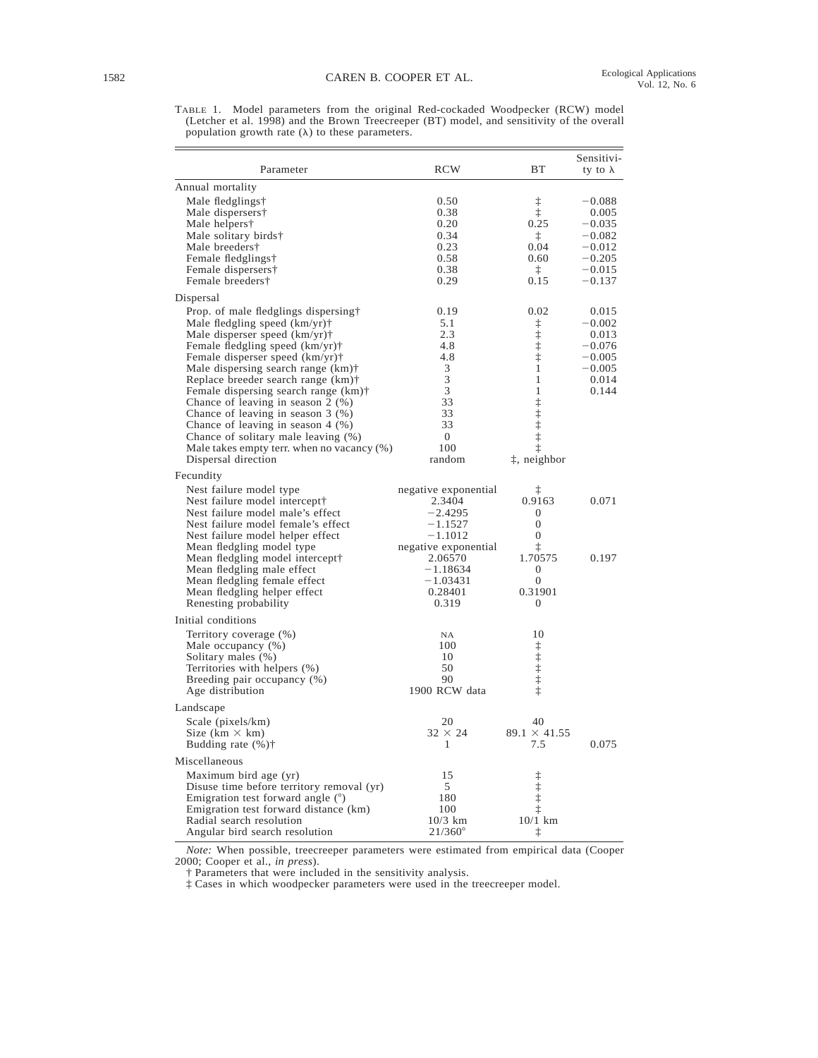TABLE 1. Model parameters from the original Red-cockaded Woodpecker (RCW) model (Letcher et al. 1998) and the Brown Treecreeper (BT) model, and sensitivity of the overall population growth rate (λ) to these parameters.

| Parameter | RCW | BT | Sensitivity to λ |
|---|---|---|---|
| **Annual mortality** | | | |
| Male fledglings† | 0.50 | ‡ | −0.088 |
| Male dispersers† | 0.38 | ‡ | 0.005 |
| Male helpers† | 0.20 | 0.25 | −0.035 |
| Male solitary birds† | 0.34 | ‡ | −0.082 |
| Male breeders† | 0.23 | 0.04 | −0.012 |
| Female fledglings† | 0.58 | 0.60 | −0.205 |
| Female dispersers† | 0.38 | ‡ | −0.015 |
| Female breeders† | 0.29 | 0.15 | −0.137 |
| **Dispersal** | | | |
| Prop. of male fledglings dispersing† | 0.19 | 0.02 | 0.015 |
| Male fledgling speed (km/yr)† | 5.1 | ‡ | −0.002 |
| Male disperser speed (km/yr)† | 2.3 | ‡ | 0.013 |
| Female fledgling speed (km/yr)† | 4.8 | ‡ | −0.076 |
| Female disperser speed (km/yr)† | 4.8 | ‡ | −0.005 |
| Male dispersing search range (km)† | 3 | 1 | −0.005 |
| Replace breeder search range (km)† | 3 | 1 | 0.014 |
| Female dispersing search range (km)† | 3 | 1 | 0.144 |
| Chance of leaving in season 2 (%) | 33 | ‡ | |
| Chance of leaving in season 3 (%) | 33 | ‡ | |
| Chance of leaving in season 4 (%) | 33 | ‡ | |
| Chance of solitary male leaving (%) | 0 | ‡ | |
| Male takes empty terr. when no vacancy (%) | 100 | ‡ | |
| Dispersal direction | random | ‡, neighbor | |
| **Fecundity** | | | |
| Nest failure model type | negative exponential | ‡ | |
| Nest failure model intercept† | 2.3404 | 0.9163 | 0.071 |
| Nest failure model male's effect | −2.4295 | 0 | |
| Nest failure model female's effect | −1.1527 | 0 | |
| Nest failure model helper effect | −1.1012 | 0 | |
| Mean fledgling model type | negative exponential | ‡ | |
| Mean fledgling model intercept† | 2.06570 | 1.70575 | 0.197 |
| Mean fledgling male effect | −1.18634 | 0 | |
| Mean fledgling female effect | −1.03431 | 0 | |
| Mean fledgling helper effect | 0.28401 | 0.31901 | |
| Renesting probability | 0.319 | 0 | |
| **Initial conditions** | | | |
| Territory coverage (%) | NA | 10 | |
| Male occupancy (%) | 100 | ‡ | |
| Solitary males (%) | 10 | ‡ | |
| Territories with helpers (%) | 50 | ‡ | |
| Breeding pair occupancy (%) | 90 | ‡ | |
| Age distribution | 1900 RCW data | ‡ | |
| **Landscape** | | | |
| Scale (pixels/km) | 20 | 40 | |
| Size (km × km) | 32 × 24 | 89.1 × 41.55 | |
| Budding rate (%)† | 1 | 7.5 | 0.075 |
| **Miscellaneous** | | | |
| Maximum bird age (yr) | 15 | ‡ | |
| Disuse time before territory removal (yr) | 5 | ‡ | |
| Emigration test forward angle (°) | 180 | ‡ | |
| Emigration test forward distance (km) | 100 | ‡ | |
| Radial search resolution | 10/3 km | 10/1 km | |
| Angular bird search resolution | 21/360° | ‡ | |

*Note:* When possible, treecreeper parameters were estimated from empirical data (Cooper 2000; Cooper et al., *in press*).

† Parameters that were included in the sensitivity analysis.

‡ Cases in which woodpecker parameters were used in the treecreeper model.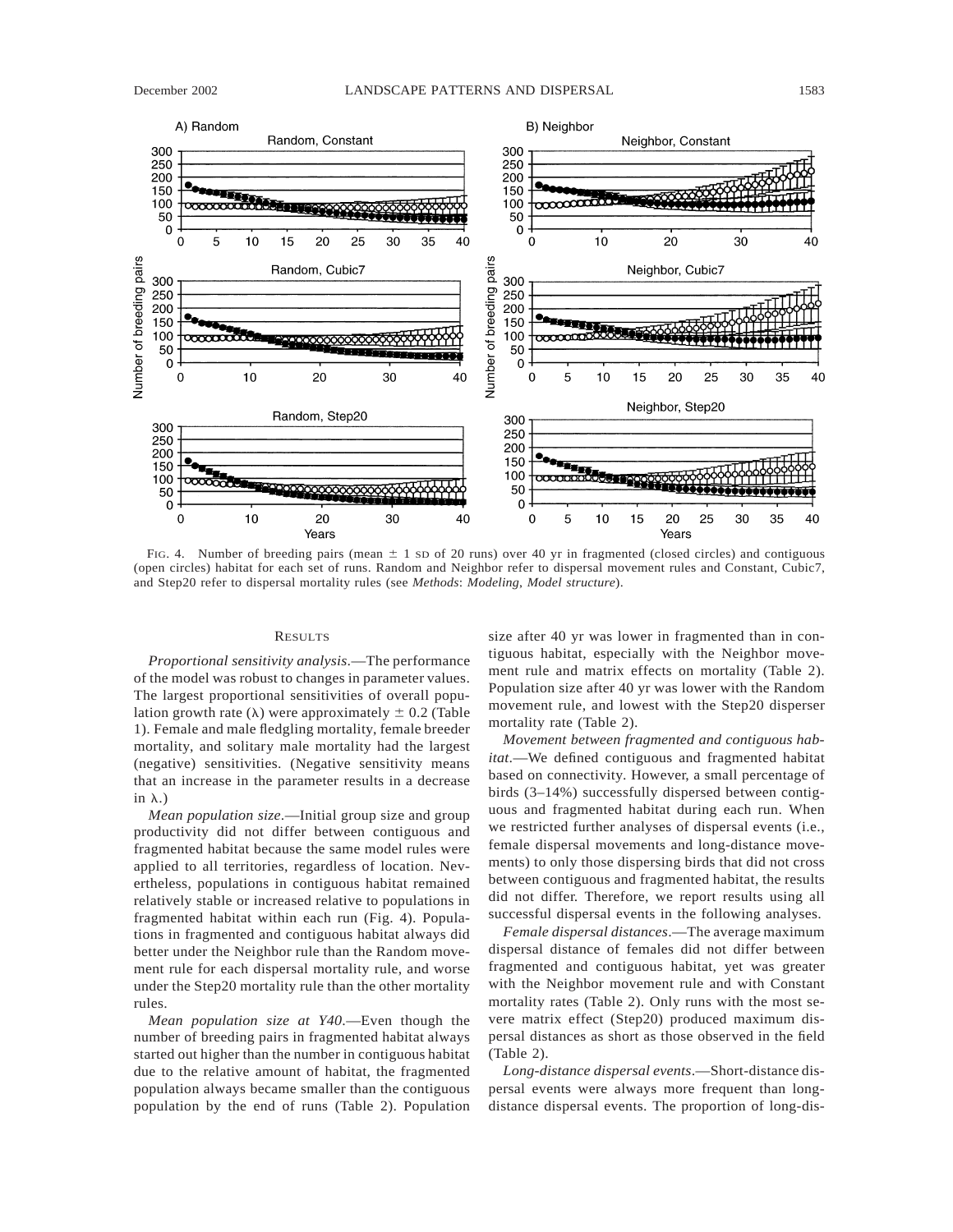FIG. 4. Number of breeding pairs (mean ± 1 SD of 20 runs) over 40 yr in fragmented (closed circles) and contiguous (open circles) habitat for each set of runs. Random and Neighbor refer to dispersal movement rules and Constant, Cubic7, and Step20 refer to dispersal mortality rules (see *Methods*: *Modeling*, *Model structure*).

## RESULTS

*Proportional sensitivity analysis*.—The performance of the model was robust to changes in parameter values. The largest proportional sensitivities of overall population growth rate ($\lambda$) were approximately $\pm$ 0.2 (Table 1). Female and male fledgling mortality, female breeder mortality, and solitary male mortality had the largest (negative) sensitivities. (Negative sensitivity means that an increase in the parameter results in a decrease in $\lambda$.)

*Mean population size*.—Initial group size and group productivity did not differ between contiguous and fragmented habitat because the same model rules were applied to all territories, regardless of location. Nevertheless, populations in contiguous habitat remained relatively stable or increased relative to populations in fragmented habitat within each run (Fig. 4). Populations in fragmented and contiguous habitat always did better under the Neighbor rule than the Random movement rule for each dispersal mortality rule, and worse under the Step20 mortality rule than the other mortality rules.

*Mean population size at Y40*.—Even though the number of breeding pairs in fragmented habitat always started out higher than the number in contiguous habitat due to the relative amount of habitat, the fragmented population always became smaller than the contiguous population by the end of runs (Table 2). Population size after 40 yr was lower in fragmented than in contiguous habitat, especially with the Neighbor movement rule and matrix effects on mortality (Table 2). Population size after 40 yr was lower with the Random movement rule, and lowest with the Step20 disperser mortality rate (Table 2).

*Movement between fragmented and contiguous habitat*.—We defined contiguous and fragmented habitat based on connectivity. However, a small percentage of birds (3–14%) successfully dispersed between contiguous and fragmented habitat during each run. When we restricted further analyses of dispersal events (i.e., female dispersal movements and long-distance movements) to only those dispersing birds that did not cross between contiguous and fragmented habitat, the results did not differ. Therefore, we report results using all successful dispersal events in the following analyses.

*Female dispersal distances*.—The average maximum dispersal distance of females did not differ between fragmented and contiguous habitat, yet was greater with the Neighbor movement rule and with Constant mortality rates (Table 2). Only runs with the most severe matrix effect (Step20) produced maximum dispersal distances as short as those observed in the field (Table 2).

*Long-distance dispersal events*.—Short-distance dispersal events were always more frequent than long-distance dispersal events. The proportion of long-dis-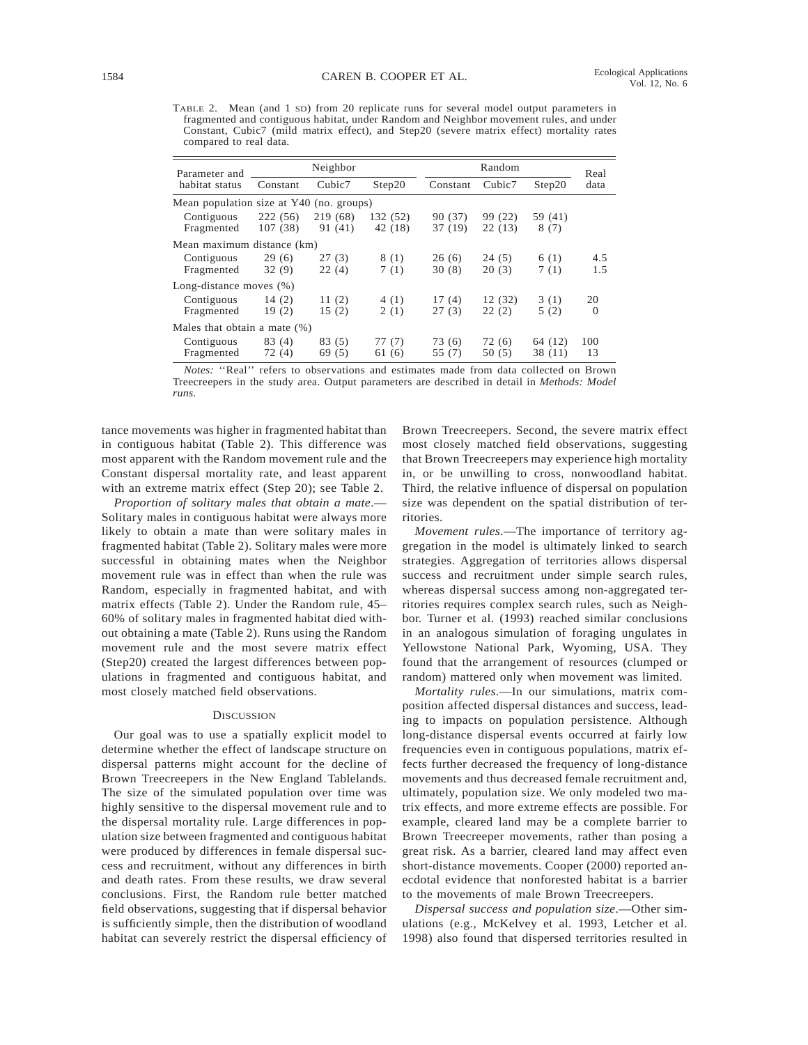TABLE 2. Mean (and 1 SD) from 20 replicate runs for several model output parameters in fragmented and contiguous habitat, under Random and Neighbor movement rules, and under Constant, Cubic7 (mild matrix effect), and Step20 (severe matrix effect) mortality rates compared to real data.

| Parameter and habitat status | Neighbor | | | Random | | | Real data |
|---|---|---|---|---|---|---|---|
| | Constant | Cubic7 | Step20 | Constant | Cubic7 | Step20 | |
| Mean population size at Y40 (no. groups) | | | | | | | |
| Contiguous | 222 (56) | 219 (68) | 132 (52) | 90 (37) | 99 (22) | 59 (41) | |
| Fragmented | 107 (38) | 91 (41) | 42 (18) | 37 (19) | 22 (13) | 8 (7) | |
| Mean maximum distance (km) | | | | | | | |
| Contiguous | 29 (6) | 27 (3) | 8 (1) | 26 (6) | 24 (5) | 6 (1) | 4.5 |
| Fragmented | 32 (9) | 22 (4) | 7 (1) | 30 (8) | 20 (3) | 7 (1) | 1.5 |
| Long-distance moves (%) | | | | | | | |
| Contiguous | 14 (2) | 11 (2) | 4 (1) | 17 (4) | 12 (32) | 3 (1) | 20 |
| Fragmented | 19 (2) | 15 (2) | 2 (1) | 27 (3) | 22 (2) | 5 (2) | 0 |
| Males that obtain a mate (%) | | | | | | | |
| Contiguous | 83 (4) | 83 (5) | 77 (7) | 73 (6) | 72 (6) | 64 (12) | 100 |
| Fragmented | 72 (4) | 69 (5) | 61 (6) | 55 (7) | 50 (5) | 38 (11) | 13 |

*Notes:* ''Real'' refers to observations and estimates made from data collected on Brown Treecreepers in the study area. Output parameters are described in detail in *Methods: Model runs.*

tance movements was higher in fragmented habitat than in contiguous habitat (Table 2). This difference was most apparent with the Random movement rule and the Constant dispersal mortality rate, and least apparent with an extreme matrix effect (Step 20); see Table 2.

*Proportion of solitary males that obtain a mate*.—Solitary males in contiguous habitat were always more likely to obtain a mate than were solitary males in fragmented habitat (Table 2). Solitary males were more successful in obtaining mates when the Neighbor movement rule was in effect than when the rule was Random, especially in fragmented habitat, and with matrix effects (Table 2). Under the Random rule, 45–60% of solitary males in fragmented habitat died without obtaining a mate (Table 2). Runs using the Random movement rule and the most severe matrix effect (Step20) created the largest differences between populations in fragmented and contiguous habitat, and most closely matched field observations.

## DISCUSSION

Our goal was to use a spatially explicit model to determine whether the effect of landscape structure on dispersal patterns might account for the decline of Brown Treecreepers in the New England Tablelands. The size of the simulated population over time was highly sensitive to the dispersal movement rule and to the dispersal mortality rule. Large differences in population size between fragmented and contiguous habitat were produced by differences in female dispersal success and recruitment, without any differences in birth and death rates. From these results, we draw several conclusions. First, the Random rule better matched field observations, suggesting that if dispersal behavior is sufficiently simple, then the distribution of woodland habitat can severely restrict the dispersal efficiency of Brown Treecreepers. Second, the severe matrix effect most closely matched field observations, suggesting that Brown Treecreepers may experience high mortality in, or be unwilling to cross, nonwoodland habitat. Third, the relative influence of dispersal on population size was dependent on the spatial distribution of territories.

*Movement rules*.—The importance of territory aggregation in the model is ultimately linked to search strategies. Aggregation of territories allows dispersal success and recruitment under simple search rules, whereas dispersal success among non-aggregated territories requires complex search rules, such as Neighbor. Turner et al. (1993) reached similar conclusions in an analogous simulation of foraging ungulates in Yellowstone National Park, Wyoming, USA. They found that the arrangement of resources (clumped or random) mattered only when movement was limited.

*Mortality rules*.—In our simulations, matrix composition affected dispersal distances and success, leading to impacts on population persistence. Although long-distance dispersal events occurred at fairly low frequencies even in contiguous populations, matrix effects further decreased the frequency of long-distance movements and thus decreased female recruitment and, ultimately, population size. We only modeled two matrix effects, and more extreme effects are possible. For example, cleared land may be a complete barrier to Brown Treecreeper movements, rather than posing a great risk. As a barrier, cleared land may affect even short-distance movements. Cooper (2000) reported anecdotal evidence that nonforested habitat is a barrier to the movements of male Brown Treecreepers.

*Dispersal success and population size*.—Other simulations (e.g., McKelvey et al. 1993, Letcher et al. 1998) also found that dispersed territories resulted in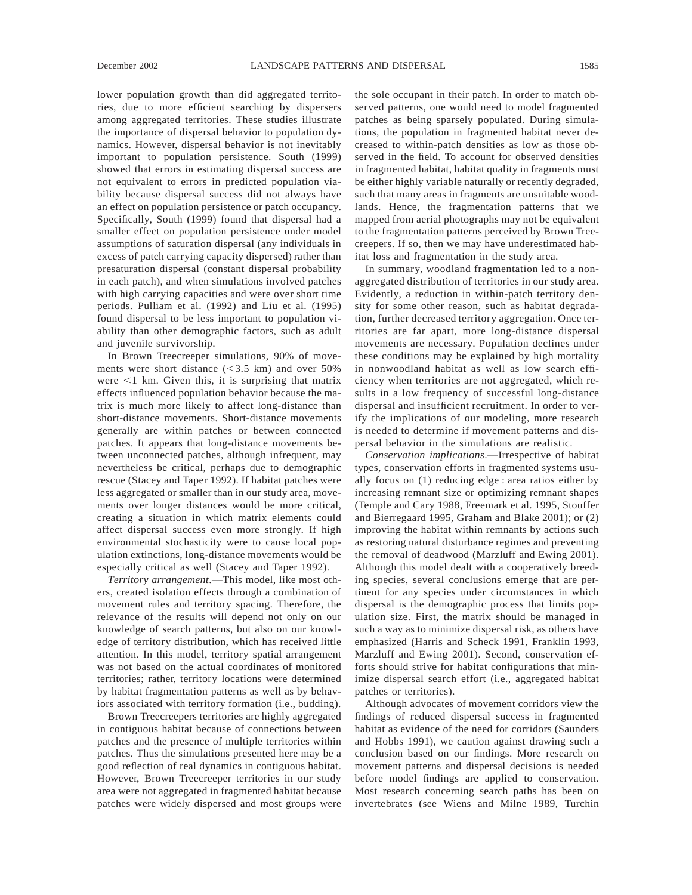lower population growth than did aggregated territories, due to more efficient searching by dispersers among aggregated territories. These studies illustrate the importance of dispersal behavior to population dynamics. However, dispersal behavior is not inevitably important to population persistence. South (1999) showed that errors in estimating dispersal success are not equivalent to errors in predicted population viability because dispersal success did not always have an effect on population persistence or patch occupancy. Specifically, South (1999) found that dispersal had a smaller effect on population persistence under model assumptions of saturation dispersal (any individuals in excess of patch carrying capacity dispersed) rather than presaturation dispersal (constant dispersal probability in each patch), and when simulations involved patches with high carrying capacities and were over short time periods. Pulliam et al. (1992) and Liu et al. (1995) found dispersal to be less important to population viability than other demographic factors, such as adult and juvenile survivorship.

In Brown Treecreeper simulations, 90% of movements were short distance ($<$3.5 km) and over 50% were $<$1 km. Given this, it is surprising that matrix effects influenced population behavior because the matrix is much more likely to affect long-distance than short-distance movements. Short-distance movements generally are within patches or between connected patches. It appears that long-distance movements between unconnected patches, although infrequent, may nevertheless be critical, perhaps due to demographic rescue (Stacey and Taper 1992). If habitat patches were less aggregated or smaller than in our study area, movements over longer distances would be more critical, creating a situation in which matrix elements could affect dispersal success even more strongly. If high environmental stochasticity were to cause local population extinctions, long-distance movements would be especially critical as well (Stacey and Taper 1992).

*Territory arrangement*.—This model, like most others, created isolation effects through a combination of movement rules and territory spacing. Therefore, the relevance of the results will depend not only on our knowledge of search patterns, but also on our knowledge of territory distribution, which has received little attention. In this model, territory spatial arrangement was not based on the actual coordinates of monitored territories; rather, territory locations were determined by habitat fragmentation patterns as well as by behaviors associated with territory formation (i.e., budding).

Brown Treecreepers territories are highly aggregated in contiguous habitat because of connections between patches and the presence of multiple territories within patches. Thus the simulations presented here may be a good reflection of real dynamics in contiguous habitat. However, Brown Treecreeper territories in our study area were not aggregated in fragmented habitat because patches were widely dispersed and most groups were the sole occupant in their patch. In order to match observed patterns, one would need to model fragmented patches as being sparsely populated. During simulations, the population in fragmented habitat never decreased to within-patch densities as low as those observed in the field. To account for observed densities in fragmented habitat, habitat quality in fragments must be either highly variable naturally or recently degraded, such that many areas in fragments are unsuitable woodlands. Hence, the fragmentation patterns that we mapped from aerial photographs may not be equivalent to the fragmentation patterns perceived by Brown Treecreepers. If so, then we may have underestimated habitat loss and fragmentation in the study area.

In summary, woodland fragmentation led to a nonaggregated distribution of territories in our study area. Evidently, a reduction in within-patch territory density for some other reason, such as habitat degradation, further decreased territory aggregation. Once territories are far apart, more long-distance dispersal movements are necessary. Population declines under these conditions may be explained by high mortality in nonwoodland habitat as well as low search efficiency when territories are not aggregated, which results in a low frequency of successful long-distance dispersal and insufficient recruitment. In order to verify the implications of our modeling, more research is needed to determine if movement patterns and dispersal behavior in the simulations are realistic.

*Conservation implications*.—Irrespective of habitat types, conservation efforts in fragmented systems usually focus on (1) reducing edge : area ratios either by increasing remnant size or optimizing remnant shapes (Temple and Cary 1988, Freemark et al. 1995, Stouffer and Bierregaard 1995, Graham and Blake 2001); or (2) improving the habitat within remnants by actions such as restoring natural disturbance regimes and preventing the removal of deadwood (Marzluff and Ewing 2001). Although this model dealt with a cooperatively breeding species, several conclusions emerge that are pertinent for any species under circumstances in which dispersal is the demographic process that limits population size. First, the matrix should be managed in such a way as to minimize dispersal risk, as others have emphasized (Harris and Scheck 1991, Franklin 1993, Marzluff and Ewing 2001). Second, conservation efforts should strive for habitat configurations that minimize dispersal search effort (i.e., aggregated habitat patches or territories).

Although advocates of movement corridors view the findings of reduced dispersal success in fragmented habitat as evidence of the need for corridors (Saunders and Hobbs 1991), we caution against drawing such a conclusion based on our findings. More research on movement patterns and dispersal decisions is needed before model findings are applied to conservation. Most research concerning search paths has been on invertebrates (see Wiens and Milne 1989, Turchin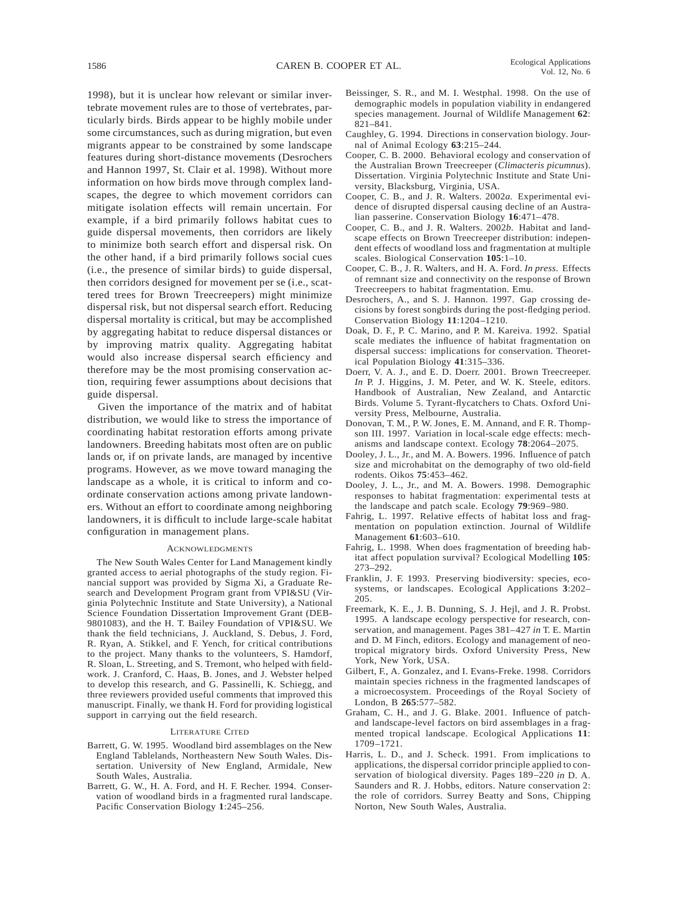1998), but it is unclear how relevant or similar invertebrate movement rules are to those of vertebrates, particularly birds. Birds appear to be highly mobile under some circumstances, such as during migration, but even migrants appear to be constrained by some landscape features during short-distance movements (Desrochers and Hannon 1997, St. Clair et al. 1998). Without more information on how birds move through complex landscapes, the degree to which movement corridors can mitigate isolation effects will remain uncertain. For example, if a bird primarily follows habitat cues to guide dispersal movements, then corridors are likely to minimize both search effort and dispersal risk. On the other hand, if a bird primarily follows social cues (i.e., the presence of similar birds) to guide dispersal, then corridors designed for movement per se (i.e., scattered trees for Brown Treecreepers) might minimize dispersal risk, but not dispersal search effort. Reducing dispersal mortality is critical, but may be accomplished by aggregating habitat to reduce dispersal distances or by improving matrix quality. Aggregating habitat would also increase dispersal search efficiency and therefore may be the most promising conservation action, requiring fewer assumptions about decisions that guide dispersal.

Given the importance of the matrix and of habitat distribution, we would like to stress the importance of coordinating habitat restoration efforts among private landowners. Breeding habitats most often are on public lands or, if on private lands, are managed by incentive programs. However, as we move toward managing the landscape as a whole, it is critical to inform and coordinate conservation actions among private landowners. Without an effort to coordinate among neighboring landowners, it is difficult to include large-scale habitat configuration in management plans.

## Acknowledgments

The New South Wales Center for Land Management kindly granted access to aerial photographs of the study region. Financial support was provided by Sigma Xi, a Graduate Research and Development Program grant from VPI&SU (Virginia Polytechnic Institute and State University), a National Science Foundation Dissertation Improvement Grant (DEB-9801083), and the H. T. Bailey Foundation of VPI&SU. We thank the field technicians, J. Auckland, S. Debus, J. Ford, R. Ryan, A. Stikkel, and F. Yench, for critical contributions to the project. Many thanks to the volunteers, S. Hamdorf, R. Sloan, L. Streeting, and S. Tremont, who helped with fieldwork. J. Cranford, C. Haas, B. Jones, and J. Webster helped to develop this research, and G. Passinelli, K. Schiegg, and three reviewers provided useful comments that improved this manuscript. Finally, we thank H. Ford for providing logistical support in carrying out the field research.

## Literature Cited

Barrett, G. W. 1995. Woodland bird assemblages on the New England Tablelands, Northeastern New South Wales. Dissertation. University of New England, Armidale, New South Wales, Australia.

Barrett, G. W., H. A. Ford, and H. F. Recher. 1994. Conservation of woodland birds in a fragmented rural landscape. Pacific Conservation Biology **1**:245–256.

Beissinger, S. R., and M. I. Westphal. 1998. On the use of demographic models in population viability in endangered species management. Journal of Wildlife Management **62**: 821–841.

Caughley, G. 1994. Directions in conservation biology. Journal of Animal Ecology **63**:215–244.

Cooper, C. B. 2000. Behavioral ecology and conservation of the Australian Brown Treecreeper (*Climacteris picumnus*). Dissertation. Virginia Polytechnic Institute and State University, Blacksburg, Virginia, USA.

Cooper, C. B., and J. R. Walters. 2002*a*. Experimental evidence of disrupted dispersal causing decline of an Australian passerine. Conservation Biology **16**:471–478.

Cooper, C. B., and J. R. Walters. 2002*b*. Habitat and landscape effects on Brown Treecreeper distribution: independent effects of woodland loss and fragmentation at multiple scales. Biological Conservation **105**:1–10.

Cooper, C. B., J. R. Walters, and H. A. Ford. *In press.* Effects of remnant size and connectivity on the response of Brown Treecreepers to habitat fragmentation. Emu.

Desrochers, A., and S. J. Hannon. 1997. Gap crossing decisions by forest songbirds during the post-fledging period. Conservation Biology **11**:1204–1210.

Doak, D. F., P. C. Marino, and P. M. Kareiva. 1992. Spatial scale mediates the influence of habitat fragmentation on dispersal success: implications for conservation. Theoretical Population Biology **41**:315–336.

Doerr, V. A. J., and E. D. Doerr. 2001. Brown Treecreeper. *In* P. J. Higgins, J. M. Peter, and W. K. Steele, editors. Handbook of Australian, New Zealand, and Antarctic Birds. Volume 5. Tyrant-flycatchers to Chats. Oxford University Press, Melbourne, Australia.

Donovan, T. M., P. W. Jones, E. M. Annand, and F. R. Thompson III. 1997. Variation in local-scale edge effects: mechanisms and landscape context. Ecology **78**:2064–2075.

Dooley, J. L., Jr., and M. A. Bowers. 1996. Influence of patch size and microhabitat on the demography of two old-field rodents. Oikos **75**:453–462.

Dooley, J. L., Jr., and M. A. Bowers. 1998. Demographic responses to habitat fragmentation: experimental tests at the landscape and patch scale. Ecology **79**:969–980.

Fahrig, L. 1997. Relative effects of habitat loss and fragmentation on population extinction. Journal of Wildlife Management **61**:603–610.

Fahrig, L. 1998. When does fragmentation of breeding habitat affect population survival? Ecological Modelling **105**: 273–292.

Franklin, J. F. 1993. Preserving biodiversity: species, ecosystems, or landscapes. Ecological Applications **3**:202–205.

Freemark, K. E., J. B. Dunning, S. J. Hejl, and J. R. Probst. 1995. A landscape ecology perspective for research, conservation, and management. Pages 381–427 *in* T. E. Martin and D. M Finch, editors. Ecology and management of neotropical migratory birds. Oxford University Press, New York, New York, USA.

Gilbert, F., A. Gonzalez, and I. Evans-Freke. 1998. Corridors maintain species richness in the fragmented landscapes of a microecosystem. Proceedings of the Royal Society of London, B **265**:577–582.

Graham, C. H., and J. G. Blake. 2001. Influence of patch- and landscape-level factors on bird assemblages in a fragmented tropical landscape. Ecological Applications **11**: 1709–1721.

Harris, L. D., and J. Scheck. 1991. From implications to applications, the dispersal corridor principle applied to conservation of biological diversity. Pages 189–220 *in* D. A. Saunders and R. J. Hobbs, editors. Nature conservation 2: the role of corridors. Surrey Beatty and Sons, Chipping Norton, New South Wales, Australia.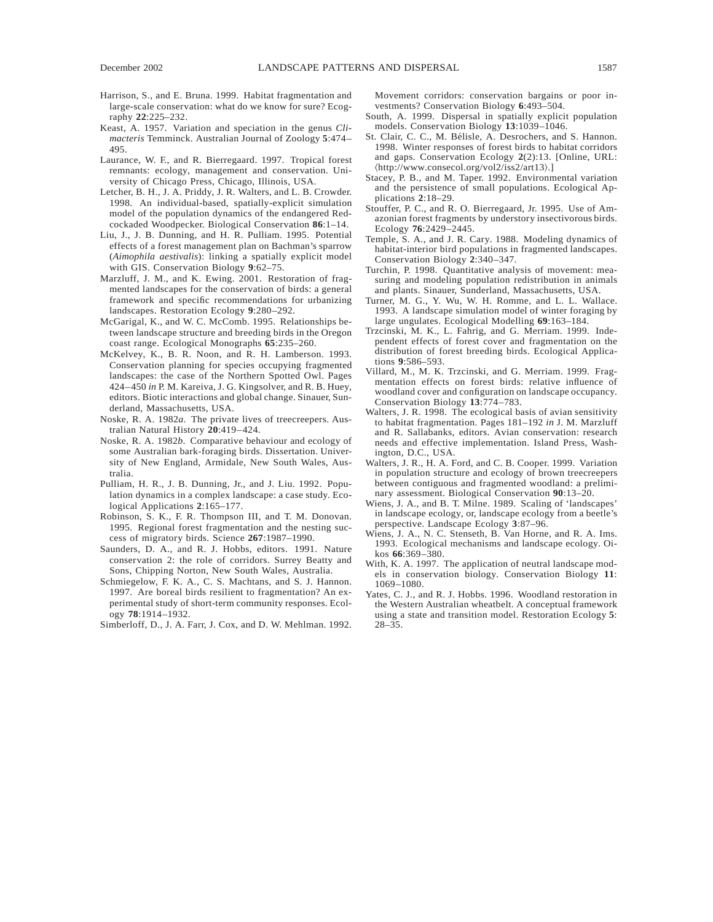Harrison, S., and E. Bruna. 1999. Habitat fragmentation and large-scale conservation: what do we know for sure? Ecography **22**:225–232.

Keast, A. 1957. Variation and speciation in the genus *Climacteris* Temminck. Australian Journal of Zoology **5**:474–495.

Laurance, W. F., and R. Bierregaard. 1997. Tropical forest remnants: ecology, management and conservation. University of Chicago Press, Chicago, Illinois, USA.

Letcher, B. H., J. A. Priddy, J. R. Walters, and L. B. Crowder. 1998. An individual-based, spatially-explicit simulation model of the population dynamics of the endangered Red-cockaded Woodpecker. Biological Conservation **86**:1–14.

Liu, J., J. B. Dunning, and H. R. Pulliam. 1995. Potential effects of a forest management plan on Bachman's sparrow (*Aimophila aestivalis*): linking a spatially explicit model with GIS. Conservation Biology **9**:62–75.

Marzluff, J. M., and K. Ewing. 2001. Restoration of fragmented landscapes for the conservation of birds: a general framework and specific recommendations for urbanizing landscapes. Restoration Ecology **9**:280–292.

McGarigal, K., and W. C. McComb. 1995. Relationships between landscape structure and breeding birds in the Oregon coast range. Ecological Monographs **65**:235–260.

McKelvey, K., B. R. Noon, and R. H. Lamberson. 1993. Conservation planning for species occupying fragmented landscapes: the case of the Northern Spotted Owl. Pages 424–450 *in* P. M. Kareiva, J. G. Kingsolver, and R. B. Huey, editors. Biotic interactions and global change. Sinauer, Sunderland, Massachusetts, USA.

Noske, R. A. 1982*a*. The private lives of treecreepers. Australian Natural History **20**:419–424.

Noske, R. A. 1982*b*. Comparative behaviour and ecology of some Australian bark-foraging birds. Dissertation. University of New England, Armidale, New South Wales, Australia.

Pulliam, H. R., J. B. Dunning, Jr., and J. Liu. 1992. Population dynamics in a complex landscape: a case study. Ecological Applications **2**:165–177.

Robinson, S. K., F. R. Thompson III, and T. M. Donovan. 1995. Regional forest fragmentation and the nesting success of migratory birds. Science **267**:1987–1990.

Saunders, D. A., and R. J. Hobbs, editors. 1991. Nature conservation 2: the role of corridors. Surrey Beatty and Sons, Chipping Norton, New South Wales, Australia.

Schmiegelow, F. K. A., C. S. Machtans, and S. J. Hannon. 1997. Are boreal birds resilient to fragmentation? An experimental study of short-term community responses. Ecology **78**:1914–1932.

Simberloff, D., J. A. Farr, J. Cox, and D. W. Mehlman. 1992. Movement corridors: conservation bargains or poor investments? Conservation Biology **6**:493–504.

South, A. 1999. Dispersal in spatially explicit population models. Conservation Biology **13**:1039–1046.

St. Clair, C. C., M. Bélisle, A. Desrochers, and S. Hannon. 1998. Winter responses of forest birds to habitat corridors and gaps. Conservation Ecology **2**(2):13. [Online, URL: ⟨http://www.consecol.org/vol2/iss2/art13⟩.]

Stacey, P. B., and M. Taper. 1992. Environmental variation and the persistence of small populations. Ecological Applications **2**:18–29.

Stouffer, P. C., and R. O. Bierregaard, Jr. 1995. Use of Amazonian forest fragments by understory insectivorous birds. Ecology **76**:2429–2445.

Temple, S. A., and J. R. Cary. 1988. Modeling dynamics of habitat-interior bird populations in fragmented landscapes. Conservation Biology **2**:340–347.

Turchin, P. 1998. Quantitative analysis of movement: measuring and modeling population redistribution in animals and plants. Sinauer, Sunderland, Massachusetts, USA.

Turner, M. G., Y. Wu, W. H. Romme, and L. L. Wallace. 1993. A landscape simulation model of winter foraging by large ungulates. Ecological Modelling **69**:163–184.

Trzcinski, M. K., L. Fahrig, and G. Merriam. 1999. Independent effects of forest cover and fragmentation on the distribution of forest breeding birds. Ecological Applications **9**:586–593.

Villard, M., M. K. Trzcinski, and G. Merriam. 1999. Fragmentation effects on forest birds: relative influence of woodland cover and configuration on landscape occupancy. Conservation Biology **13**:774–783.

Walters, J. R. 1998. The ecological basis of avian sensitivity to habitat fragmentation. Pages 181–192 *in* J. M. Marzluff and R. Sallabanks, editors. Avian conservation: research needs and effective implementation. Island Press, Washington, D.C., USA.

Walters, J. R., H. A. Ford, and C. B. Cooper. 1999. Variation in population structure and ecology of brown treecreepers between contiguous and fragmented woodland: a preliminary assessment. Biological Conservation **90**:13–20.

Wiens, J. A., and B. T. Milne. 1989. Scaling of 'landscapes' in landscape ecology, or, landscape ecology from a beetle's perspective. Landscape Ecology **3**:87–96.

Wiens, J. A., N. C. Stenseth, B. Van Horne, and R. A. Ims. 1993. Ecological mechanisms and landscape ecology. Oikos **66**:369–380.

With, K. A. 1997. The application of neutral landscape models in conservation biology. Conservation Biology **11**: 1069–1080.

Yates, C. J., and R. J. Hobbs. 1996. Woodland restoration in the Western Australian wheatbelt. A conceptual framework using a state and transition model. Restoration Ecology **5**: 28–35.